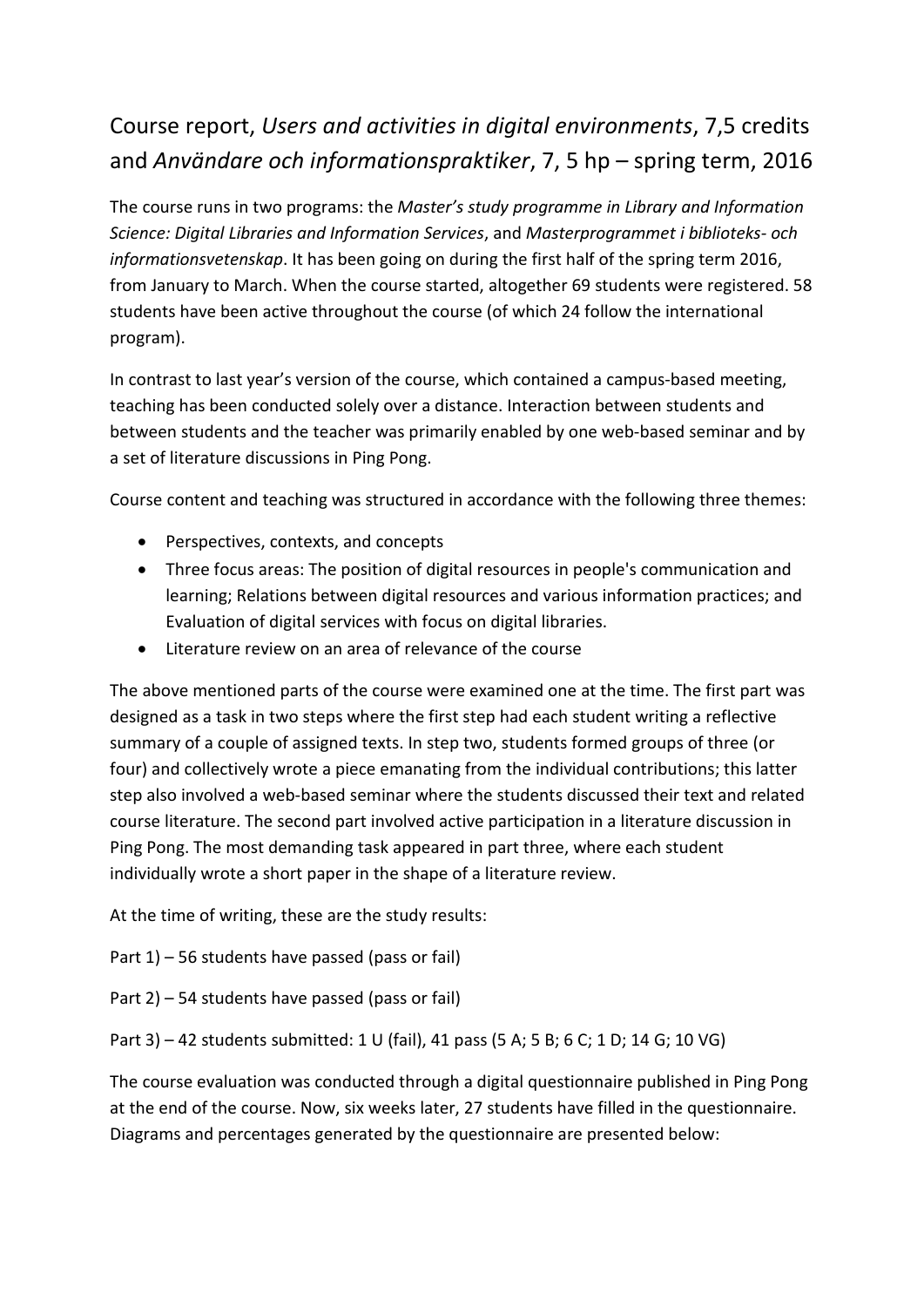# Course report, *Users and activities in digital environments*, 7,5 credits and *Användare och informationspraktiker*, 7, 5 hp – spring term, 2016

The course runs in two programs: the *Master's study programme in Library and Information Science: Digital Libraries and Information Services*, and *Masterprogrammet i biblioteks- och informationsvetenskap*. It has been going on during the first half of the spring term 2016, from January to March. When the course started, altogether 69 students were registered. 58 students have been active throughout the course (of which 24 follow the international program).

In contrast to last year's version of the course, which contained a campus-based meeting, teaching has been conducted solely over a distance. Interaction between students and between students and the teacher was primarily enabled by one web-based seminar and by a set of literature discussions in Ping Pong.

Course content and teaching was structured in accordance with the following three themes:

- Perspectives, contexts, and concepts
- Three focus areas: The position of digital resources in people's communication and learning; Relations between digital resources and various information practices; and Evaluation of digital services with focus on digital libraries.
- Literature review on an area of relevance of the course

The above mentioned parts of the course were examined one at the time. The first part was designed as a task in two steps where the first step had each student writing a reflective summary of a couple of assigned texts. In step two, students formed groups of three (or four) and collectively wrote a piece emanating from the individual contributions; this latter step also involved a web-based seminar where the students discussed their text and related course literature. The second part involved active participation in a literature discussion in Ping Pong. The most demanding task appeared in part three, where each student individually wrote a short paper in the shape of a literature review.

At the time of writing, these are the study results:

Part 1) – 56 students have passed (pass or fail)

Part 2) – 54 students have passed (pass or fail)

Part 3) – 42 students submitted: 1 U (fail), 41 pass (5 A; 5 B; 6 C; 1 D; 14 G; 10 VG)

The course evaluation was conducted through a digital questionnaire published in Ping Pong at the end of the course. Now, six weeks later, 27 students have filled in the questionnaire. Diagrams and percentages generated by the questionnaire are presented below: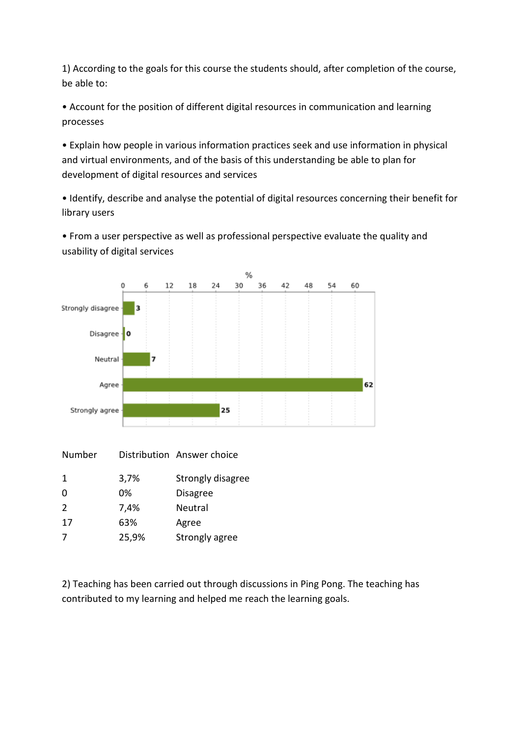1) According to the goals for this course the students should, after completion of the course, be able to:

- Account for the position of different digital resources in communication and learning processes
- Explain how people in various information practices seek and use information in physical and virtual environments, and of the basis of this understanding be able to plan for development of digital resources and services
- Identify, describe and analyse the potential of digital resources concerning their benefit for library users
- From a user perspective as well as professional perspective evaluate the quality and usability of digital services

| Number | Distribution | Answer choice |
|---|---|---|
| 1 | 3,7% | Strongly disagree |
| 0 | 0% | Disagree |
| 2 | 7,4% | Neutral |
| 17 | 63% | Agree |
| 7 | 25,9% | Strongly agree |

2) Teaching has been carried out through discussions in Ping Pong. The teaching has contributed to my learning and helped me reach the learning goals.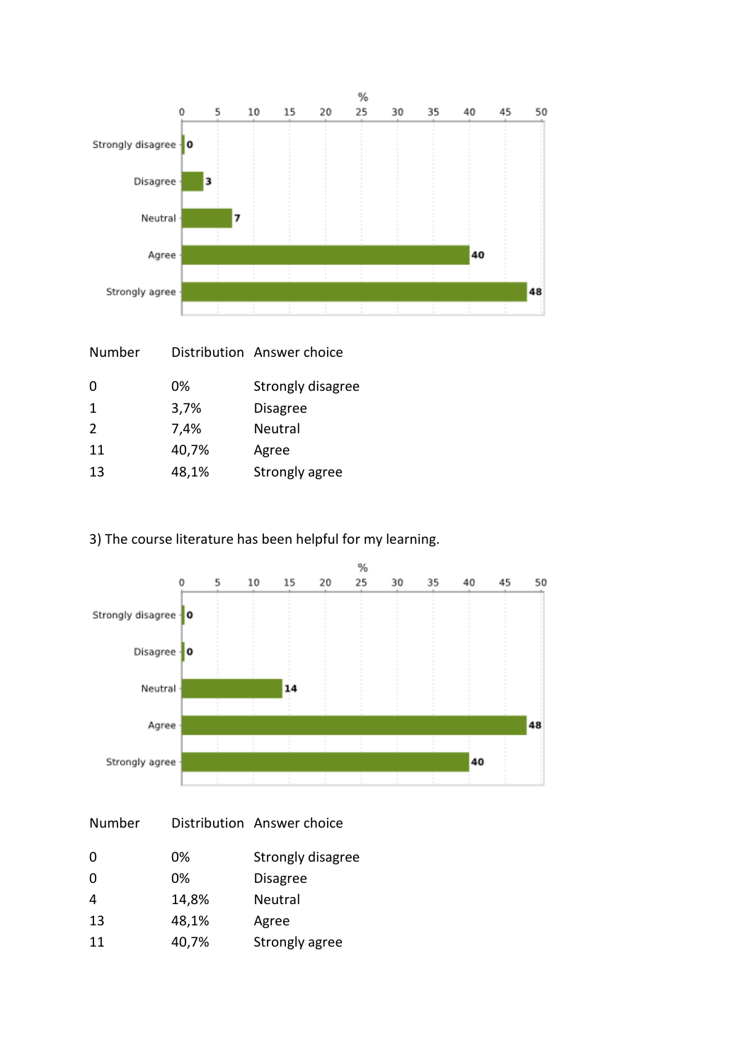| Number | Distribution | Answer choice |
|---|---|---|
| 0 | 0% | Strongly disagree |
| 1 | 3,7% | Disagree |
| 2 | 7,4% | Neutral |
| 11 | 40,7% | Agree |
| 13 | 48,1% | Strongly agree |

3) The course literature has been helpful for my learning.

| Number | Distribution | Answer choice |
|---|---|---|
| 0 | 0% | Strongly disagree |
| 0 | 0% | Disagree |
| 4 | 14,8% | Neutral |
| 13 | 48,1% | Agree |
| 11 | 40,7% | Strongly agree |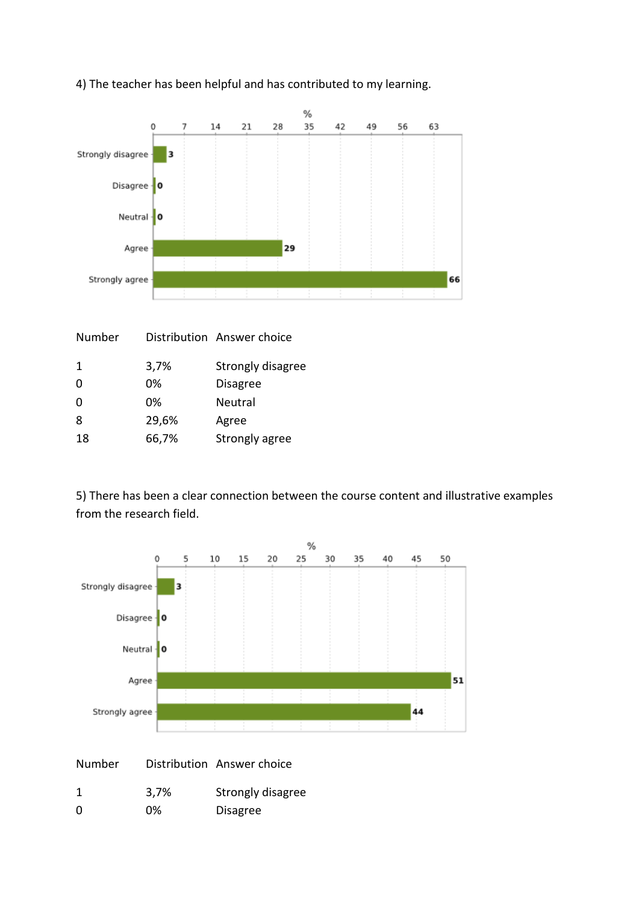4) The teacher has been helpful and has contributed to my learning.

| Number | Distribution | Answer choice |
|---|---|---|
| 1 | 3,7% | Strongly disagree |
| 0 | 0% | Disagree |
| 0 | 0% | Neutral |
| 8 | 29,6% | Agree |
| 18 | 66,7% | Strongly agree |

5) There has been a clear connection between the course content and illustrative examples from the research field.

| Number | Distribution | Answer choice |
|---|---|---|
| 1 | 3,7% | Strongly disagree |
| 0 | 0% | Disagree |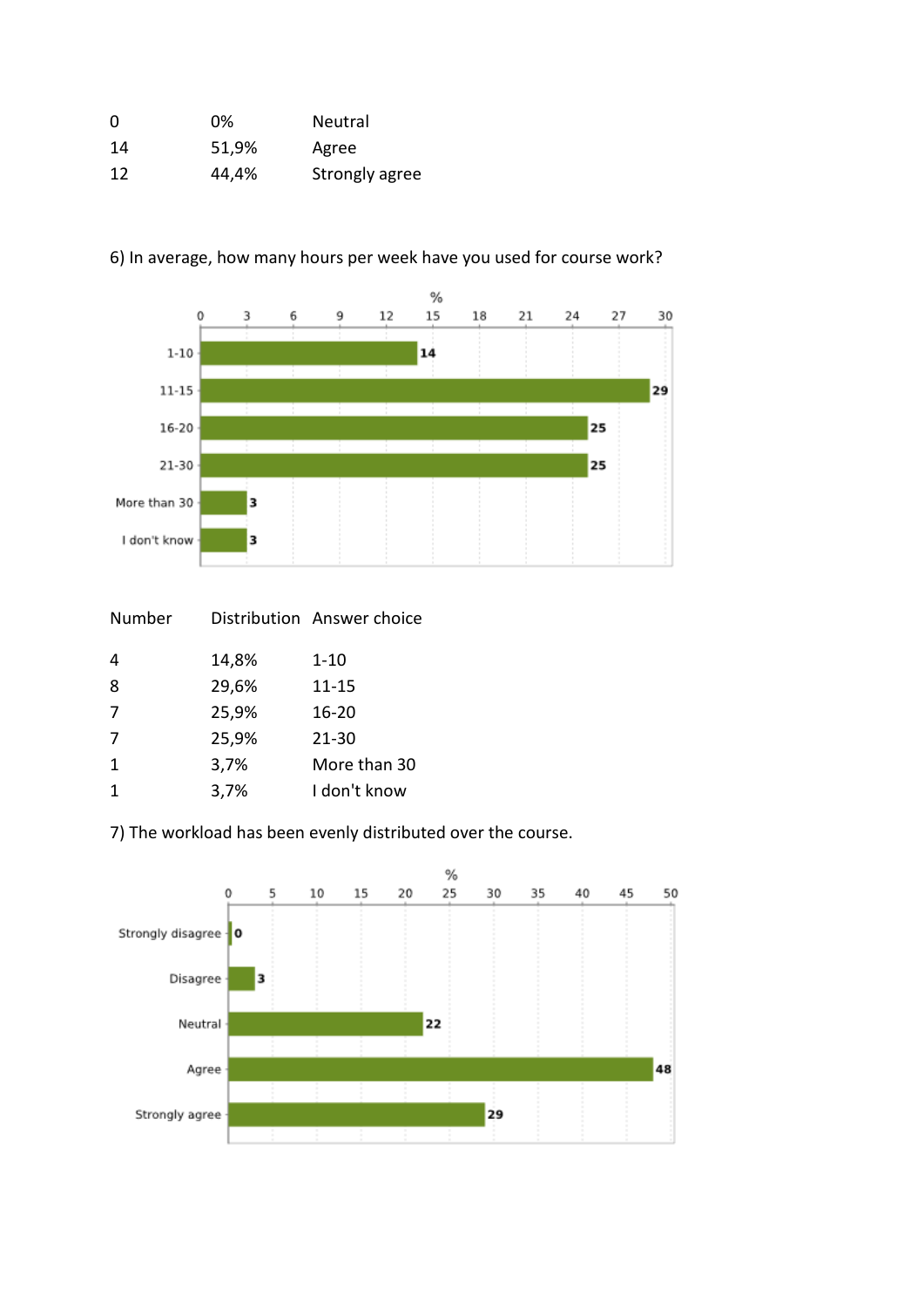| | | |
|---|---|---|
| 0 | 0% | Neutral |
| 14 | 51,9% | Agree |
| 12 | 44,4% | Strongly agree |

6) In average, how many hours per week have you used for course work?

| Answer choice | % |
|---|---|
| 1-10 | 14 |
| 11-15 | 29 |
| 16-20 | 25 |
| 21-30 | 25 |
| More than 30 | 3 |
| I don't know | 3 |

| Number | Distribution | Answer choice |
|---|---|---|
| 4 | 14,8% | 1-10 |
| 8 | 29,6% | 11-15 |
| 7 | 25,9% | 16-20 |
| 7 | 25,9% | 21-30 |
| 1 | 3,7% | More than 30 |
| 1 | 3,7% | I don't know |

7) The workload has been evenly distributed over the course.

| Answer choice | % |
|---|---|
| Strongly disagree | 0 |
| Disagree | 3 |
| Neutral | 22 |
| Agree | 48 |
| Strongly agree | 29 |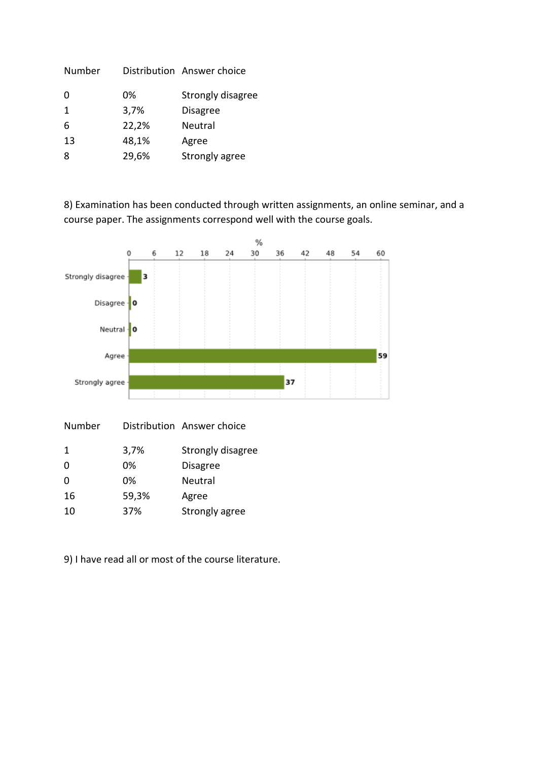| Number | Distribution | Answer choice |
|---|---|---|
| 0 | 0% | Strongly disagree |
| 1 | 3,7% | Disagree |
| 6 | 22,2% | Neutral |
| 13 | 48,1% | Agree |
| 8 | 29,6% | Strongly agree |

8) Examination has been conducted through written assignments, an online seminar, and a course paper. The assignments correspond well with the course goals.

| Answer choice | % |
|---|---|
| Strongly disagree | 3 |
| Disagree | 0 |
| Neutral | 0 |
| Agree | 59 |
| Strongly agree | 37 |

| Number | Distribution | Answer choice |
|---|---|---|
| 1 | 3,7% | Strongly disagree |
| 0 | 0% | Disagree |
| 0 | 0% | Neutral |
| 16 | 59,3% | Agree |
| 10 | 37% | Strongly agree |

9) I have read all or most of the course literature.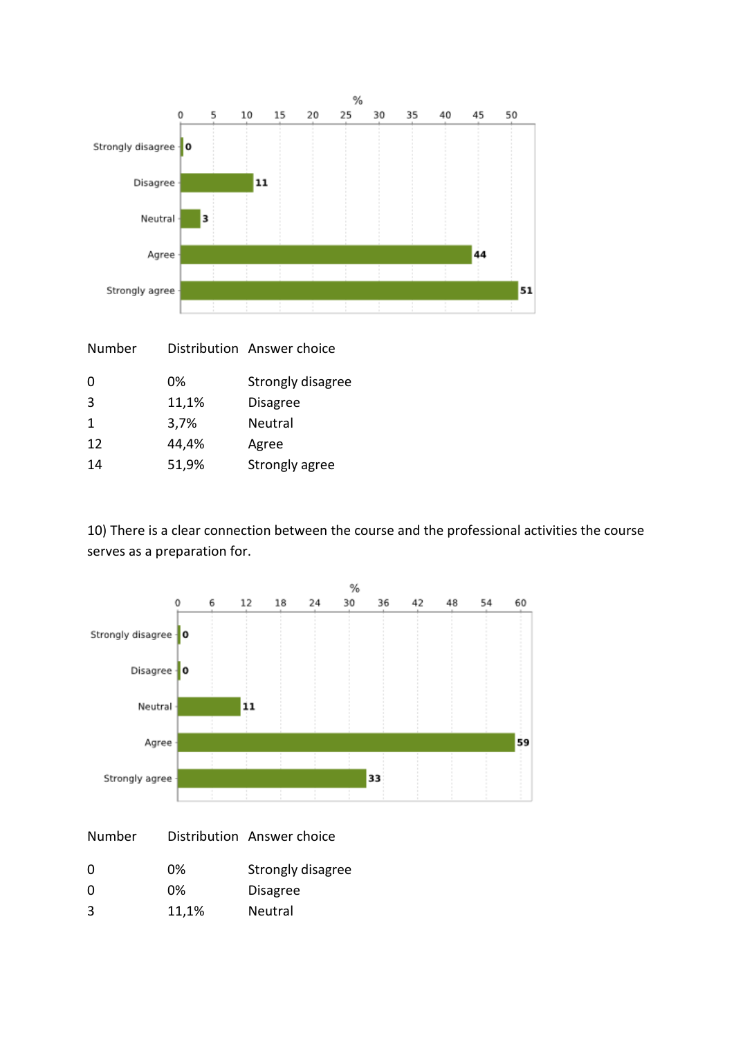| Number | Distribution | Answer choice |
|---|---|---|
| 0 | 0% | Strongly disagree |
| 3 | 11,1% | Disagree |
| 1 | 3,7% | Neutral |
| 12 | 44,4% | Agree |
| 14 | 51,9% | Strongly agree |

10) There is a clear connection between the course and the professional activities the course serves as a preparation for.

| Number | Distribution | Answer choice |
|---|---|---|
| 0 | 0% | Strongly disagree |
| 0 | 0% | Disagree |
| 3 | 11,1% | Neutral |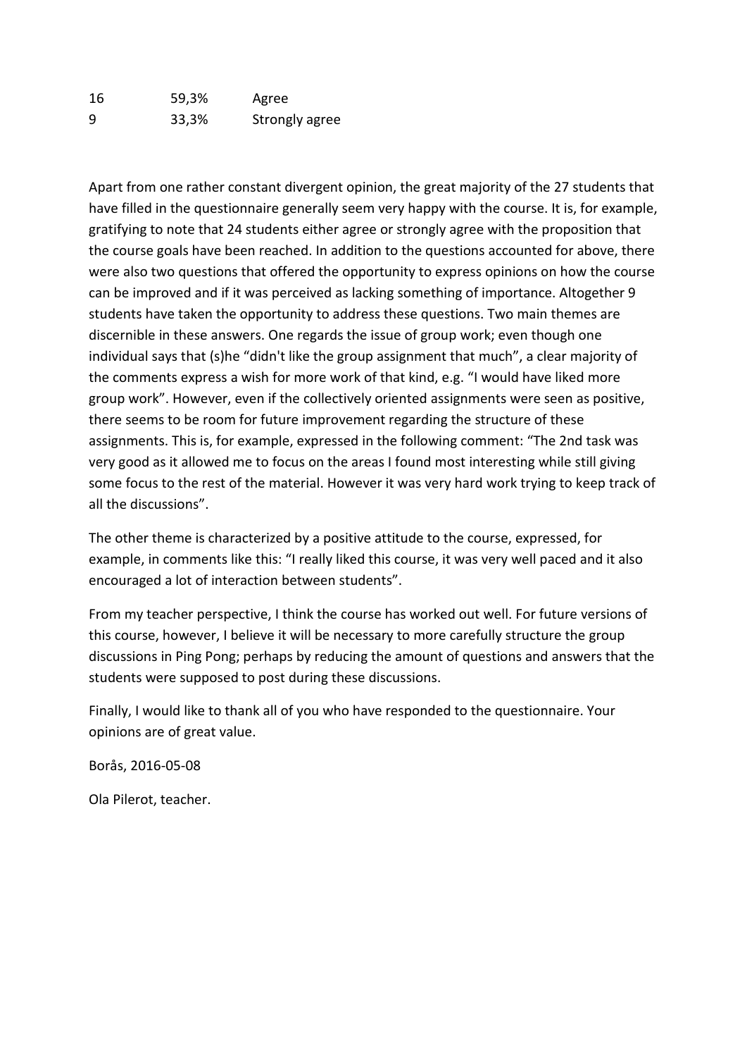| | | |
|---|---|---|
| 16 | 59,3% | Agree |
| 9 | 33,3% | Strongly agree |

Apart from one rather constant divergent opinion, the great majority of the 27 students that have filled in the questionnaire generally seem very happy with the course. It is, for example, gratifying to note that 24 students either agree or strongly agree with the proposition that the course goals have been reached. In addition to the questions accounted for above, there were also two questions that offered the opportunity to express opinions on how the course can be improved and if it was perceived as lacking something of importance. Altogether 9 students have taken the opportunity to address these questions. Two main themes are discernible in these answers. One regards the issue of group work; even though one individual says that (s)he “didn't like the group assignment that much”, a clear majority of the comments express a wish for more work of that kind, e.g. “I would have liked more group work”. However, even if the collectively oriented assignments were seen as positive, there seems to be room for future improvement regarding the structure of these assignments. This is, for example, expressed in the following comment: “The 2nd task was very good as it allowed me to focus on the areas I found most interesting while still giving some focus to the rest of the material. However it was very hard work trying to keep track of all the discussions”.

The other theme is characterized by a positive attitude to the course, expressed, for example, in comments like this: “I really liked this course, it was very well paced and it also encouraged a lot of interaction between students”.

From my teacher perspective, I think the course has worked out well. For future versions of this course, however, I believe it will be necessary to more carefully structure the group discussions in Ping Pong; perhaps by reducing the amount of questions and answers that the students were supposed to post during these discussions.

Finally, I would like to thank all of you who have responded to the questionnaire. Your opinions are of great value.

Borås, 2016-05-08

Ola Pilerot, teacher.